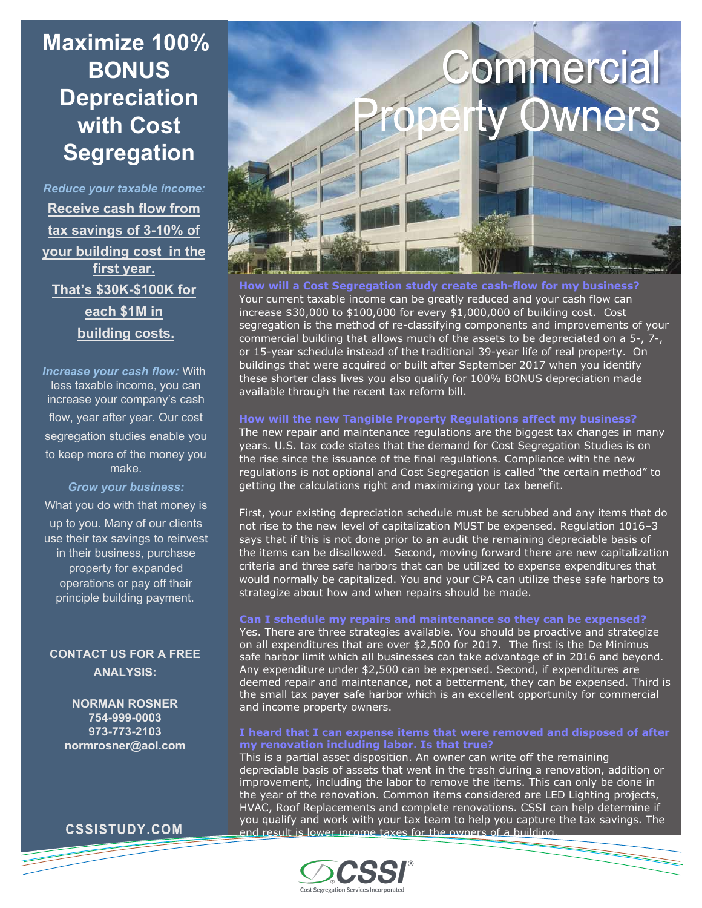# Maximize 100% BONUS Depreciation with Cost Segregation

*Reduce your taxable income:*

**Receive cash flow from tax savings of 3-10% of your building cost in the first year. That's $30K-$100K for each $1M in building costs.**

*Increase your cash flow:* With less taxable income, you can increase your company's cash flow, year after year. Our cost segregation studies enable you to keep more of the money you make.

*Grow your business:*

What you do with that money is up to you. Many of our clients use their tax savings to reinvest in their business, purchase property for expanded operations or pay off their principle building payment.

**CONTACT US FOR A FREE ANALYSIS:**

**NORMAN ROSNER**
**754-999-0003**
**973-773-2103**
**normrosner@aol.com**

**CSSISTUDY.COM**

# Commercial Property Owners

**How will a Cost Segregation study create cash-flow for my business?**

Your current taxable income can be greatly reduced and your cash flow can increase $30,000 to $100,000 for every $1,000,000 of building cost. Cost segregation is the method of re-classifying components and improvements of your commercial building that allows much of the assets to be depreciated on a 5-, 7-, or 15-year schedule instead of the traditional 39-year life of real property. On buildings that were acquired or built after September 2017 when you identify these shorter class lives you also qualify for 100% BONUS depreciation made available through the recent tax reform bill.

**How will the new Tangible Property Regulations affect my business?**

The new repair and maintenance regulations are the biggest tax changes in many years. U.S. tax code states that the demand for Cost Segregation Studies is on the rise since the issuance of the final regulations. Compliance with the new regulations is not optional and Cost Segregation is called "the certain method" to getting the calculations right and maximizing your tax benefit.

First, your existing depreciation schedule must be scrubbed and any items that do not rise to the new level of capitalization MUST be expensed. Regulation 1016–3 says that if this is not done prior to an audit the remaining depreciable basis of the items can be disallowed. Second, moving forward there are new capitalization criteria and three safe harbors that can be utilized to expense expenditures that would normally be capitalized. You and your CPA can utilize these safe harbors to strategize about how and when repairs should be made.

**Can I schedule my repairs and maintenance so they can be expensed?**

Yes. There are three strategies available. You should be proactive and strategize on all expenditures that are over $2,500 for 2017. The first is the De Minimus safe harbor limit which all businesses can take advantage of in 2016 and beyond. Any expenditure under $2,500 can be expensed. Second, if expenditures are deemed repair and maintenance, not a betterment, they can be expensed. Third is the small tax payer safe harbor which is an excellent opportunity for commercial and income property owners.

**I heard that I can expense items that were removed and disposed of after my renovation including labor. Is that true?**

This is a partial asset disposition. An owner can write off the remaining depreciable basis of assets that went in the trash during a renovation, addition or improvement, including the labor to remove the items. This can only be done in the year of the renovation. Common items considered are LED Lighting projects, HVAC, Roof Replacements and complete renovations. CSSI can help determine if you qualify and work with your tax team to help you capture the tax savings. The end result is lower income taxes for the owners of a building.

CSSI®
Cost Segregation Services Incorporated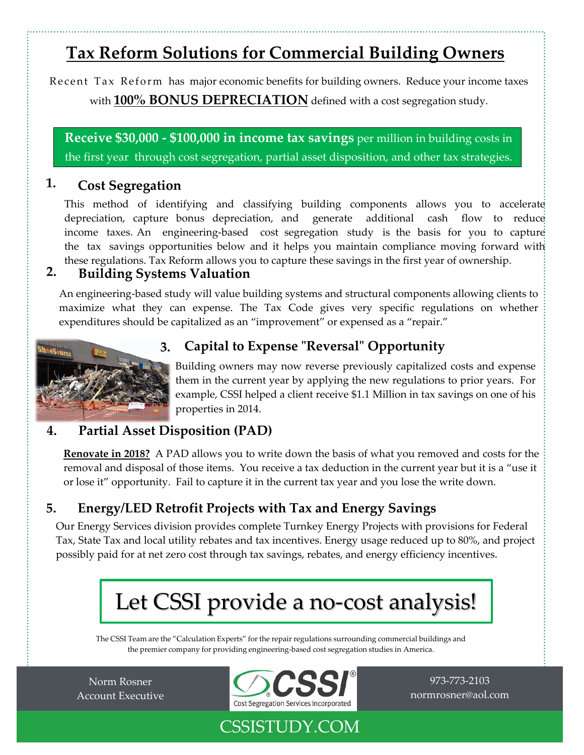# Tax Reform Solutions for Commercial Building Owners

Recent Tax Reform has major economic benefits for building owners. Reduce your income taxes with **100% BONUS DEPRECIATION** defined with a cost segregation study.

**Receive $30,000 - $100,000 in income tax savings** per million in building costs in the first year through cost segregation, partial asset disposition, and other tax strategies.

## 1. Cost Segregation

This method of identifying and classifying building components allows you to accelerate depreciation, capture bonus depreciation, and generate additional cash flow to reduce income taxes. An engineering-based cost segregation study is the basis for you to capture the tax savings opportunities below and it helps you maintain compliance moving forward with these regulations. Tax Reform allows you to capture these savings in the first year of ownership.

## 2. Building Systems Valuation

An engineering-based study will value building systems and structural components allowing clients to maximize what they can expense. The Tax Code gives very specific regulations on whether expenditures should be capitalized as an "improvement" or expensed as a "repair."

## 3. Capital to Expense "Reversal" Opportunity

Building owners may now reverse previously capitalized costs and expense them in the current year by applying the new regulations to prior years. For example, CSSI helped a client receive $1.1 Million in tax savings on one of his properties in 2014.

## 4. Partial Asset Disposition (PAD)

**Renovate in 2018?** A PAD allows you to write down the basis of what you removed and costs for the removal and disposal of those items. You receive a tax deduction in the current year but it is a "use it or lose it" opportunity. Fail to capture it in the current tax year and you lose the write down.

## 5. Energy/LED Retrofit Projects with Tax and Energy Savings

Our Energy Services division provides complete Turnkey Energy Projects with provisions for Federal Tax, State Tax and local utility rebates and tax incentives. Energy usage reduced up to 80%, and project possibly paid for at net zero cost through tax savings, rebates, and energy efficiency incentives.

# Let CSSI provide a no-cost analysis!

The CSSI Team are the "Calculation Experts" for the repair regulations surrounding commercial buildings and the premier company for providing engineering-based cost segregation studies in America.

Norm Rosner
Account Executive

CSSI®
Cost Segregation Services Incorporated

973-773-2103
normrosner@aol.com

CSSISTUDY.COM